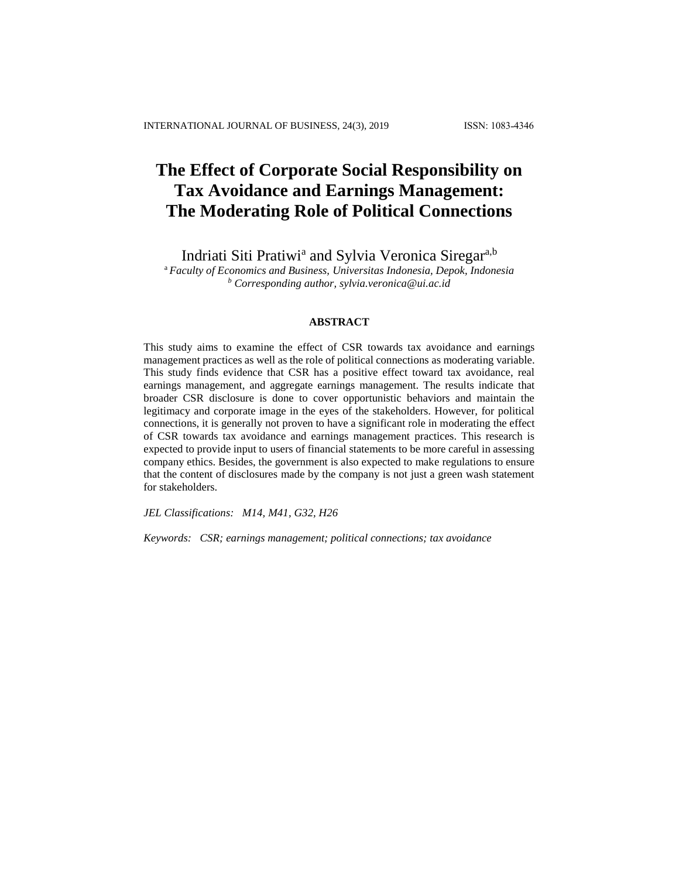# The Effect of Corporate Social Responsibility on Tax Avoidance and Earnings Management: The Moderating Role of Political Connections

Indriati Siti Pratiwi[a] and Sylvia Veronica Siregar[a,b]

[a] *Faculty of Economics and Business, Universitas Indonesia, Depok, Indonesia*
[b] *Corresponding author, sylvia.veronica@ui.ac.id*

## ABSTRACT

This study aims to examine the effect of CSR towards tax avoidance and earnings management practices as well as the role of political connections as moderating variable. This study finds evidence that CSR has a positive effect toward tax avoidance, real earnings management, and aggregate earnings management. The results indicate that broader CSR disclosure is done to cover opportunistic behaviors and maintain the legitimacy and corporate image in the eyes of the stakeholders. However, for political connections, it is generally not proven to have a significant role in moderating the effect of CSR towards tax avoidance and earnings management practices. This research is expected to provide input to users of financial statements to be more careful in assessing company ethics. Besides, the government is also expected to make regulations to ensure that the content of disclosures made by the company is not just a green wash statement for stakeholders.

*JEL Classifications: M14, M41, G32, H26*

*Keywords: CSR; earnings management; political connections; tax avoidance*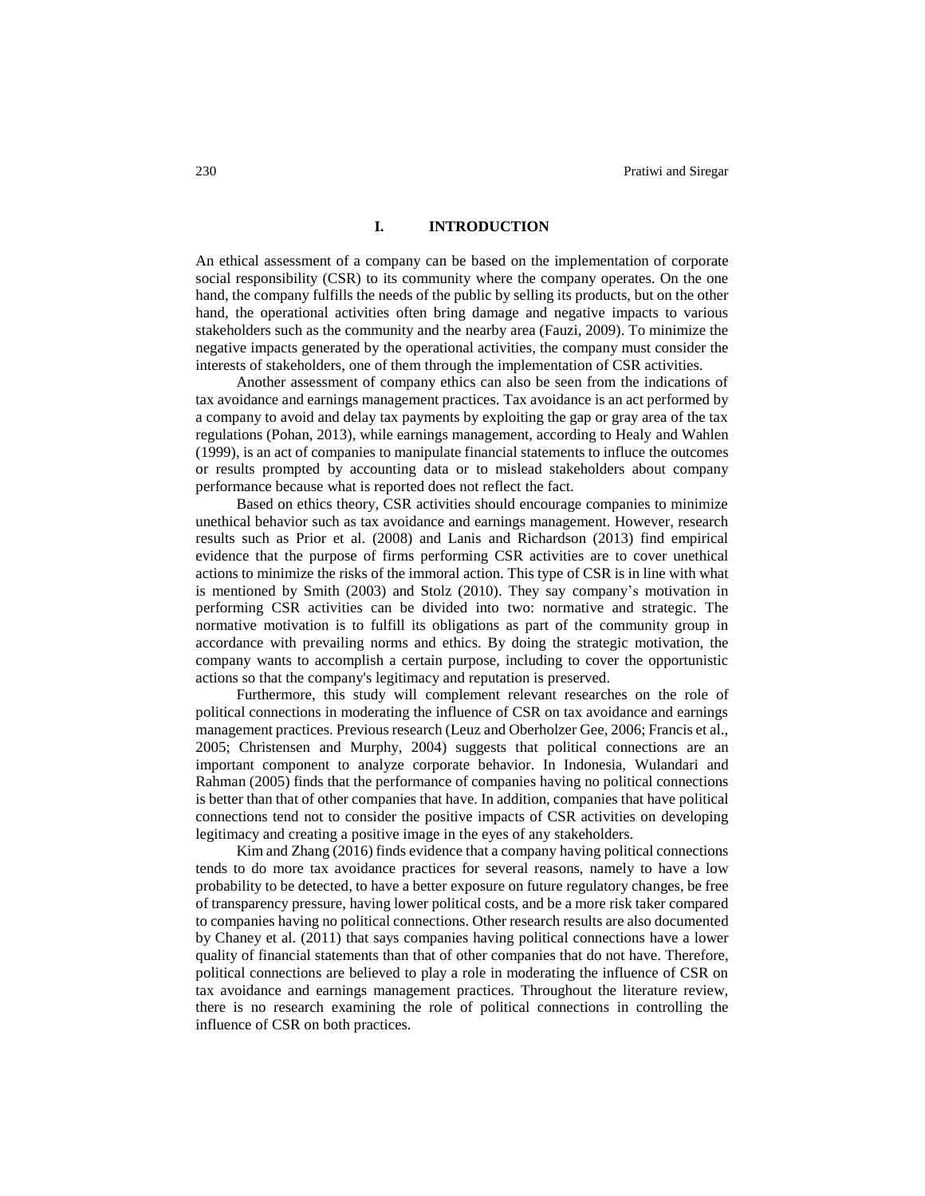## I. INTRODUCTION

An ethical assessment of a company can be based on the implementation of corporate social responsibility (CSR) to its community where the company operates. On the one hand, the company fulfills the needs of the public by selling its products, but on the other hand, the operational activities often bring damage and negative impacts to various stakeholders such as the community and the nearby area (Fauzi, 2009). To minimize the negative impacts generated by the operational activities, the company must consider the interests of stakeholders, one of them through the implementation of CSR activities.

Another assessment of company ethics can also be seen from the indications of tax avoidance and earnings management practices. Tax avoidance is an act performed by a company to avoid and delay tax payments by exploiting the gap or gray area of the tax regulations (Pohan, 2013), while earnings management, according to Healy and Wahlen (1999), is an act of companies to manipulate financial statements to influce the outcomes or results prompted by accounting data or to mislead stakeholders about company performance because what is reported does not reflect the fact.

Based on ethics theory, CSR activities should encourage companies to minimize unethical behavior such as tax avoidance and earnings management. However, research results such as Prior et al. (2008) and Lanis and Richardson (2013) find empirical evidence that the purpose of firms performing CSR activities are to cover unethical actions to minimize the risks of the immoral action. This type of CSR is in line with what is mentioned by Smith (2003) and Stolz (2010). They say company's motivation in performing CSR activities can be divided into two: normative and strategic. The normative motivation is to fulfill its obligations as part of the community group in accordance with prevailing norms and ethics. By doing the strategic motivation, the company wants to accomplish a certain purpose, including to cover the opportunistic actions so that the company's legitimacy and reputation is preserved.

Furthermore, this study will complement relevant researches on the role of political connections in moderating the influence of CSR on tax avoidance and earnings management practices. Previous research (Leuz and Oberholzer Gee, 2006; Francis et al., 2005; Christensen and Murphy, 2004) suggests that political connections are an important component to analyze corporate behavior. In Indonesia, Wulandari and Rahman (2005) finds that the performance of companies having no political connections is better than that of other companies that have. In addition, companies that have political connections tend not to consider the positive impacts of CSR activities on developing legitimacy and creating a positive image in the eyes of any stakeholders.

Kim and Zhang (2016) finds evidence that a company having political connections tends to do more tax avoidance practices for several reasons, namely to have a low probability to be detected, to have a better exposure on future regulatory changes, be free of transparency pressure, having lower political costs, and be a more risk taker compared to companies having no political connections. Other research results are also documented by Chaney et al. (2011) that says companies having political connections have a lower quality of financial statements than that of other companies that do not have. Therefore, political connections are believed to play a role in moderating the influence of CSR on tax avoidance and earnings management practices. Throughout the literature review, there is no research examining the role of political connections in controlling the influence of CSR on both practices.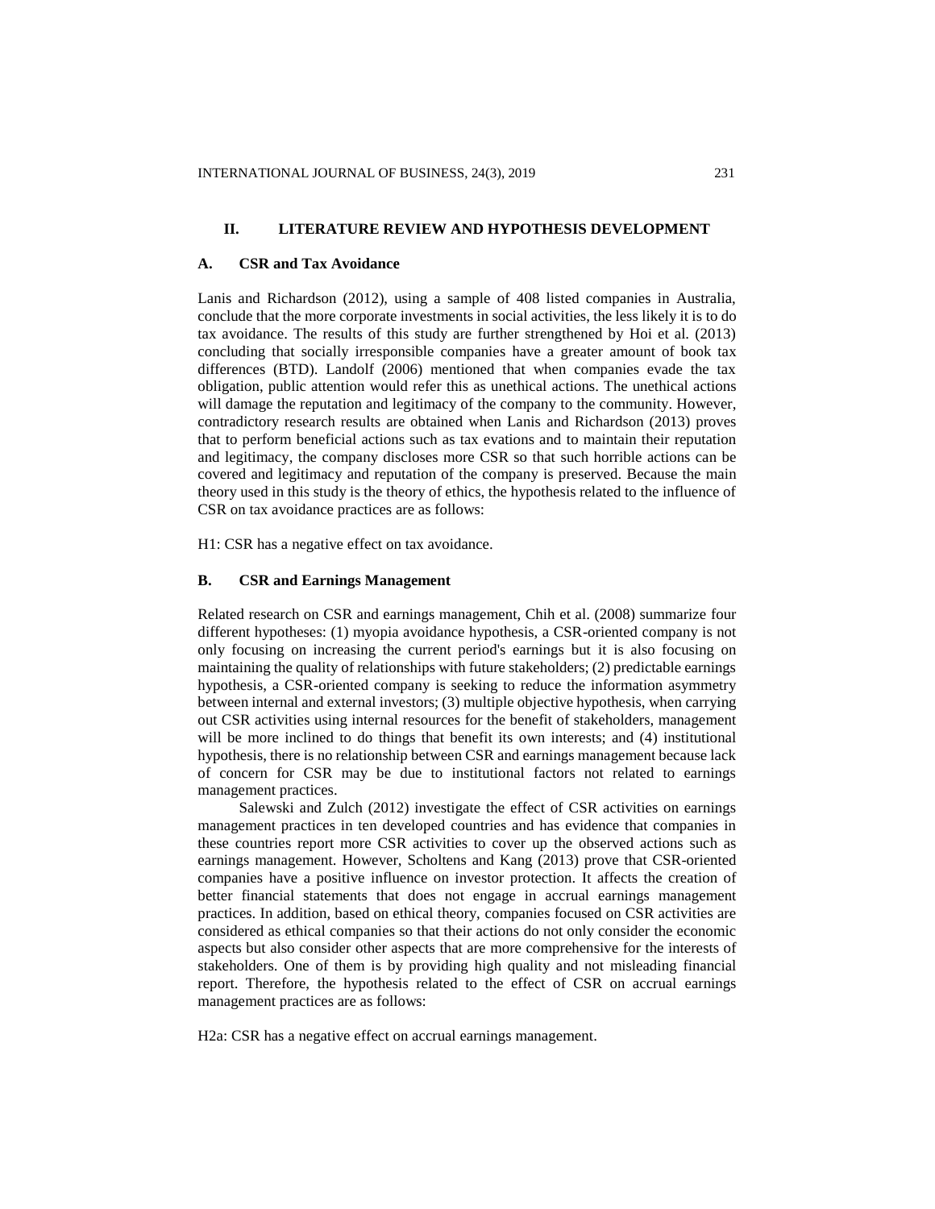## II. LITERATURE REVIEW AND HYPOTHESIS DEVELOPMENT

### A. CSR and Tax Avoidance

Lanis and Richardson (2012), using a sample of 408 listed companies in Australia, conclude that the more corporate investments in social activities, the less likely it is to do tax avoidance. The results of this study are further strengthened by Hoi et al. (2013) concluding that socially irresponsible companies have a greater amount of book tax differences (BTD). Landolf (2006) mentioned that when companies evade the tax obligation, public attention would refer this as unethical actions. The unethical actions will damage the reputation and legitimacy of the company to the community. However, contradictory research results are obtained when Lanis and Richardson (2013) proves that to perform beneficial actions such as tax evations and to maintain their reputation and legitimacy, the company discloses more CSR so that such horrible actions can be covered and legitimacy and reputation of the company is preserved. Because the main theory used in this study is the theory of ethics, the hypothesis related to the influence of CSR on tax avoidance practices are as follows:

H1: CSR has a negative effect on tax avoidance.

### B. CSR and Earnings Management

Related research on CSR and earnings management, Chih et al. (2008) summarize four different hypotheses: (1) myopia avoidance hypothesis, a CSR-oriented company is not only focusing on increasing the current period's earnings but it is also focusing on maintaining the quality of relationships with future stakeholders; (2) predictable earnings hypothesis, a CSR-oriented company is seeking to reduce the information asymmetry between internal and external investors; (3) multiple objective hypothesis, when carrying out CSR activities using internal resources for the benefit of stakeholders, management will be more inclined to do things that benefit its own interests; and (4) institutional hypothesis, there is no relationship between CSR and earnings management because lack of concern for CSR may be due to institutional factors not related to earnings management practices.

Salewski and Zulch (2012) investigate the effect of CSR activities on earnings management practices in ten developed countries and has evidence that companies in these countries report more CSR activities to cover up the observed actions such as earnings management. However, Scholtens and Kang (2013) prove that CSR-oriented companies have a positive influence on investor protection. It affects the creation of better financial statements that does not engage in accrual earnings management practices. In addition, based on ethical theory, companies focused on CSR activities are considered as ethical companies so that their actions do not only consider the economic aspects but also consider other aspects that are more comprehensive for the interests of stakeholders. One of them is by providing high quality and not misleading financial report. Therefore, the hypothesis related to the effect of CSR on accrual earnings management practices are as follows:

H2a: CSR has a negative effect on accrual earnings management.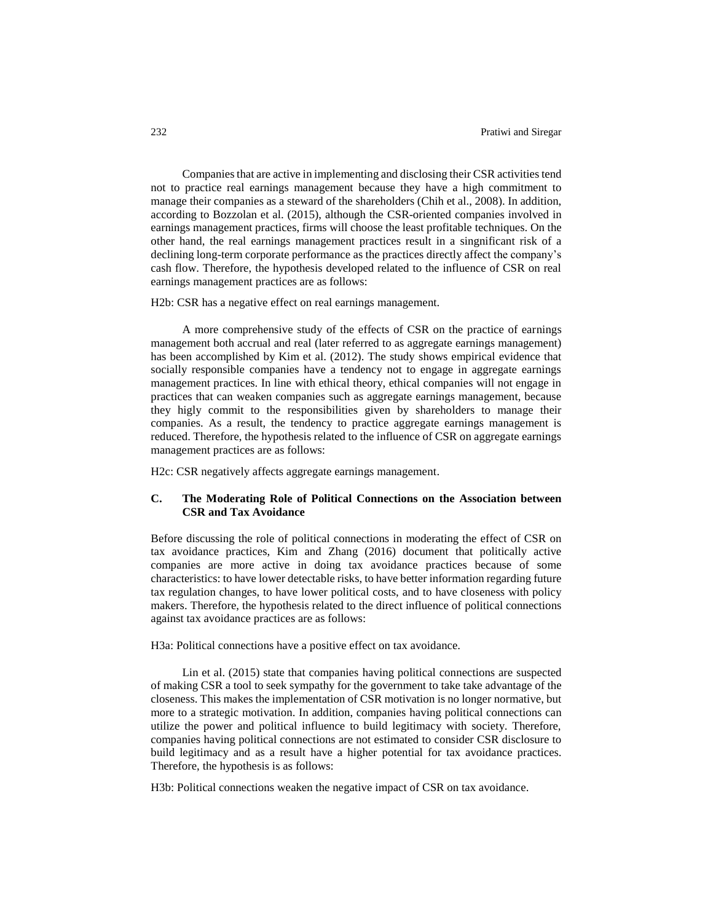Companies that are active in implementing and disclosing their CSR activities tend not to practice real earnings management because they have a high commitment to manage their companies as a steward of the shareholders (Chih et al., 2008). In addition, according to Bozzolan et al. (2015), although the CSR-oriented companies involved in earnings management practices, firms will choose the least profitable techniques. On the other hand, the real earnings management practices result in a singnificant risk of a declining long-term corporate performance as the practices directly affect the company's cash flow. Therefore, the hypothesis developed related to the influence of CSR on real earnings management practices are as follows:

H2b: CSR has a negative effect on real earnings management.

A more comprehensive study of the effects of CSR on the practice of earnings management both accrual and real (later referred to as aggregate earnings management) has been accomplished by Kim et al. (2012). The study shows empirical evidence that socially responsible companies have a tendency not to engage in aggregate earnings management practices. In line with ethical theory, ethical companies will not engage in practices that can weaken companies such as aggregate earnings management, because they higly commit to the responsibilities given by shareholders to manage their companies. As a result, the tendency to practice aggregate earnings management is reduced. Therefore, the hypothesis related to the influence of CSR on aggregate earnings management practices are as follows:

H2c: CSR negatively affects aggregate earnings management.

### C. The Moderating Role of Political Connections on the Association between CSR and Tax Avoidance

Before discussing the role of political connections in moderating the effect of CSR on tax avoidance practices, Kim and Zhang (2016) document that politically active companies are more active in doing tax avoidance practices because of some characteristics: to have lower detectable risks, to have better information regarding future tax regulation changes, to have lower political costs, and to have closeness with policy makers. Therefore, the hypothesis related to the direct influence of political connections against tax avoidance practices are as follows:

H3a: Political connections have a positive effect on tax avoidance.

Lin et al. (2015) state that companies having political connections are suspected of making CSR a tool to seek sympathy for the government to take take advantage of the closeness. This makes the implementation of CSR motivation is no longer normative, but more to a strategic motivation. In addition, companies having political connections can utilize the power and political influence to build legitimacy with society. Therefore, companies having political connections are not estimated to consider CSR disclosure to build legitimacy and as a result have a higher potential for tax avoidance practices. Therefore, the hypothesis is as follows:

H3b: Political connections weaken the negative impact of CSR on tax avoidance.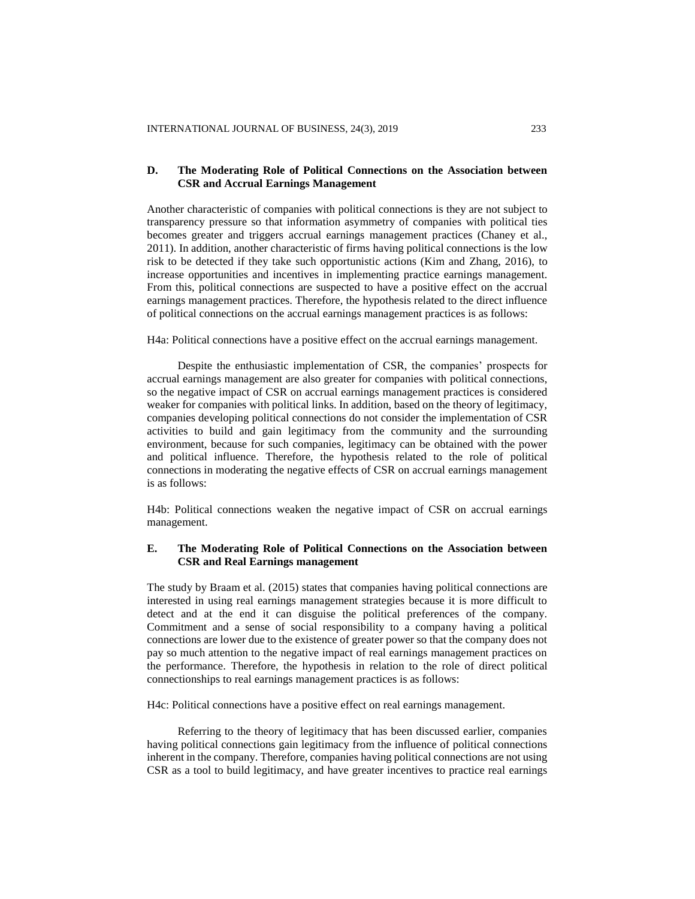### D. The Moderating Role of Political Connections on the Association between CSR and Accrual Earnings Management

Another characteristic of companies with political connections is they are not subject to transparency pressure so that information asymmetry of companies with political ties becomes greater and triggers accrual earnings management practices (Chaney et al., 2011). In addition, another characteristic of firms having political connections is the low risk to be detected if they take such opportunistic actions (Kim and Zhang, 2016), to increase opportunities and incentives in implementing practice earnings management. From this, political connections are suspected to have a positive effect on the accrual earnings management practices. Therefore, the hypothesis related to the direct influence of political connections on the accrual earnings management practices is as follows:

H4a: Political connections have a positive effect on the accrual earnings management.

Despite the enthusiastic implementation of CSR, the companies' prospects for accrual earnings management are also greater for companies with political connections, so the negative impact of CSR on accrual earnings management practices is considered weaker for companies with political links. In addition, based on the theory of legitimacy, companies developing political connections do not consider the implementation of CSR activities to build and gain legitimacy from the community and the surrounding environment, because for such companies, legitimacy can be obtained with the power and political influence. Therefore, the hypothesis related to the role of political connections in moderating the negative effects of CSR on accrual earnings management is as follows:

H4b: Political connections weaken the negative impact of CSR on accrual earnings management.

### E. The Moderating Role of Political Connections on the Association between CSR and Real Earnings management

The study by Braam et al. (2015) states that companies having political connections are interested in using real earnings management strategies because it is more difficult to detect and at the end it can disguise the political preferences of the company. Commitment and a sense of social responsibility to a company having a political connections are lower due to the existence of greater power so that the company does not pay so much attention to the negative impact of real earnings management practices on the performance. Therefore, the hypothesis in relation to the role of direct political connectionships to real earnings management practices is as follows:

H4c: Political connections have a positive effect on real earnings management.

Referring to the theory of legitimacy that has been discussed earlier, companies having political connections gain legitimacy from the influence of political connections inherent in the company. Therefore, companies having political connections are not using CSR as a tool to build legitimacy, and have greater incentives to practice real earnings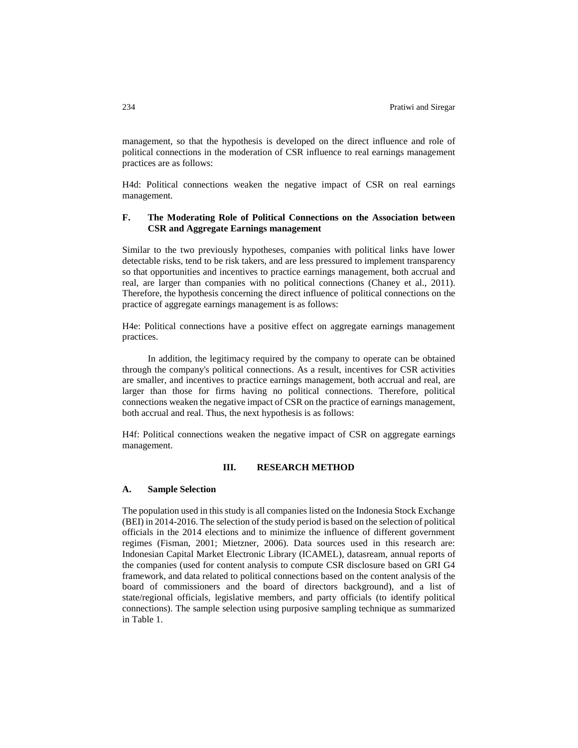management, so that the hypothesis is developed on the direct influence and role of political connections in the moderation of CSR influence to real earnings management practices are as follows:

H4d: Political connections weaken the negative impact of CSR on real earnings management.

### F. The Moderating Role of Political Connections on the Association between CSR and Aggregate Earnings management

Similar to the two previously hypotheses, companies with political links have lower detectable risks, tend to be risk takers, and are less pressured to implement transparency so that opportunities and incentives to practice earnings management, both accrual and real, are larger than companies with no political connections (Chaney et al., 2011). Therefore, the hypothesis concerning the direct influence of political connections on the practice of aggregate earnings management is as follows:

H4e: Political connections have a positive effect on aggregate earnings management practices.

In addition, the legitimacy required by the company to operate can be obtained through the company's political connections. As a result, incentives for CSR activities are smaller, and incentives to practice earnings management, both accrual and real, are larger than those for firms having no political connections. Therefore, political connections weaken the negative impact of CSR on the practice of earnings management, both accrual and real. Thus, the next hypothesis is as follows:

H4f: Political connections weaken the negative impact of CSR on aggregate earnings management.

## III. RESEARCH METHOD

### A. Sample Selection

The population used in this study is all companies listed on the Indonesia Stock Exchange (BEI) in 2014-2016. The selection of the study period is based on the selection of political officials in the 2014 elections and to minimize the influence of different government regimes (Fisman, 2001; Mietzner, 2006). Data sources used in this research are: Indonesian Capital Market Electronic Library (ICAMEL), datasream, annual reports of the companies (used for content analysis to compute CSR disclosure based on GRI G4 framework, and data related to political connections based on the content analysis of the board of commissioners and the board of directors background), and a list of state/regional officials, legislative members, and party officials (to identify political connections). The sample selection using purposive sampling technique as summarized in Table 1.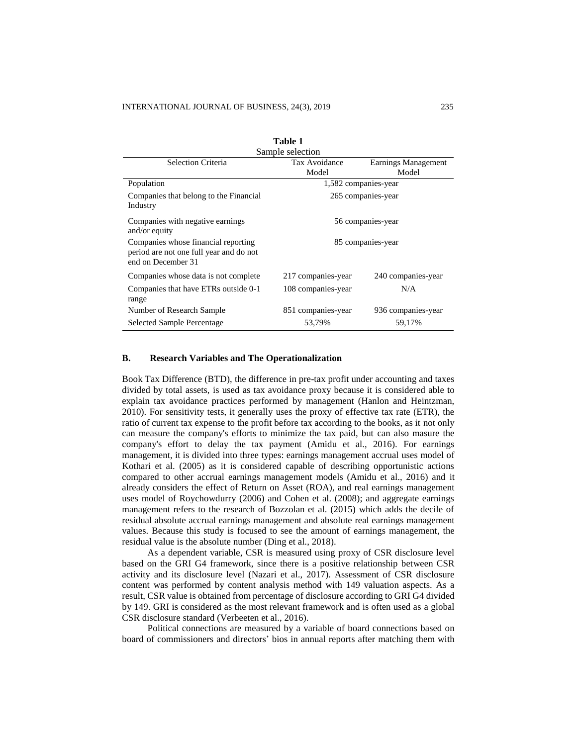**Table 1**
Sample selection

| Selection Criteria | Tax Avoidance Model | Earnings Management Model |
|---|---|---|
| Population | 1,582 companies-year | |
| Companies that belong to the Financial Industry | 265 companies-year | |
| Companies with negative earnings and/or equity | 56 companies-year | |
| Companies whose financial reporting period are not one full year and do not end on December 31 | 85 companies-year | |
| Companies whose data is not complete | 217 companies-year | 240 companies-year |
| Companies that have ETRs outside 0-1 range | 108 companies-year | N/A |
| Number of Research Sample | 851 companies-year | 936 companies-year |
| Selected Sample Percentage | 53,79% | 59,17% |

## B. Research Variables and The Operationalization

Book Tax Difference (BTD), the difference in pre-tax profit under accounting and taxes divided by total assets, is used as tax avoidance proxy because it is considered able to explain tax avoidance practices performed by management (Hanlon and Heintzman, 2010). For sensitivity tests, it generally uses the proxy of effective tax rate (ETR), the ratio of current tax expense to the profit before tax according to the books, as it not only can measure the company's efforts to minimize the tax paid, but can also masure the company's effort to delay the tax payment (Amidu et al., 2016). For earnings management, it is divided into three types: earnings management accrual uses model of Kothari et al. (2005) as it is considered capable of describing opportunistic actions compared to other accrual earnings management models (Amidu et al., 2016) and it already considers the effect of Return on Asset (ROA), and real earnings management uses model of Roychowdurry (2006) and Cohen et al. (2008); and aggregate earnings management refers to the research of Bozzolan et al. (2015) which adds the decile of residual absolute accrual earnings management and absolute real earnings management values. Because this study is focused to see the amount of earnings management, the residual value is the absolute number (Ding et al., 2018).

As a dependent variable, CSR is measured using proxy of CSR disclosure level based on the GRI G4 framework, since there is a positive relationship between CSR activity and its disclosure level (Nazari et al., 2017). Assessment of CSR disclosure content was performed by content analysis method with 149 valuation aspects. As a result, CSR value is obtained from percentage of disclosure according to GRI G4 divided by 149. GRI is considered as the most relevant framework and is often used as a global CSR disclosure standard (Verbeeten et al., 2016).

Political connections are measured by a variable of board connections based on board of commissioners and directors' bios in annual reports after matching them with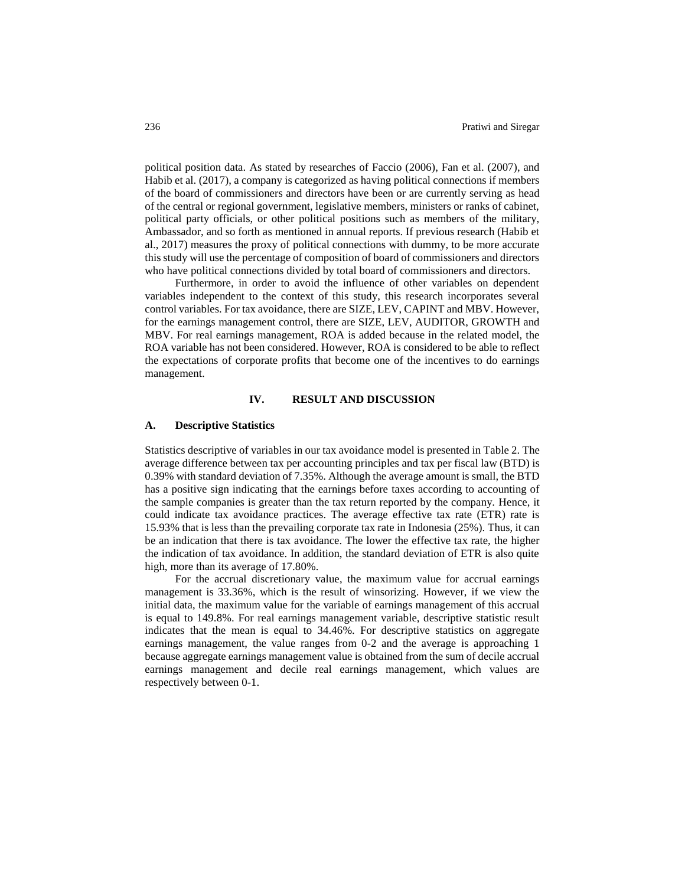political position data. As stated by researches of Faccio (2006), Fan et al. (2007), and Habib et al. (2017), a company is categorized as having political connections if members of the board of commissioners and directors have been or are currently serving as head of the central or regional government, legislative members, ministers or ranks of cabinet, political party officials, or other political positions such as members of the military, Ambassador, and so forth as mentioned in annual reports. If previous research (Habib et al., 2017) measures the proxy of political connections with dummy, to be more accurate this study will use the percentage of composition of board of commissioners and directors who have political connections divided by total board of commissioners and directors.

Furthermore, in order to avoid the influence of other variables on dependent variables independent to the context of this study, this research incorporates several control variables. For tax avoidance, there are SIZE, LEV, CAPINT and MBV. However, for the earnings management control, there are SIZE, LEV, AUDITOR, GROWTH and MBV. For real earnings management, ROA is added because in the related model, the ROA variable has not been considered. However, ROA is considered to be able to reflect the expectations of corporate profits that become one of the incentives to do earnings management.

## IV. RESULT AND DISCUSSION

### A. Descriptive Statistics

Statistics descriptive of variables in our tax avoidance model is presented in Table 2. The average difference between tax per accounting principles and tax per fiscal law (BTD) is 0.39% with standard deviation of 7.35%. Although the average amount is small, the BTD has a positive sign indicating that the earnings before taxes according to accounting of the sample companies is greater than the tax return reported by the company. Hence, it could indicate tax avoidance practices. The average effective tax rate (ETR) rate is 15.93% that is less than the prevailing corporate tax rate in Indonesia (25%). Thus, it can be an indication that there is tax avoidance. The lower the effective tax rate, the higher the indication of tax avoidance. In addition, the standard deviation of ETR is also quite high, more than its average of 17.80%.

For the accrual discretionary value, the maximum value for accrual earnings management is 33.36%, which is the result of winsorizing. However, if we view the initial data, the maximum value for the variable of earnings management of this accrual is equal to 149.8%. For real earnings management variable, descriptive statistic result indicates that the mean is equal to 34.46%. For descriptive statistics on aggregate earnings management, the value ranges from 0-2 and the average is approaching 1 because aggregate earnings management value is obtained from the sum of decile accrual earnings management and decile real earnings management, which values are respectively between 0-1.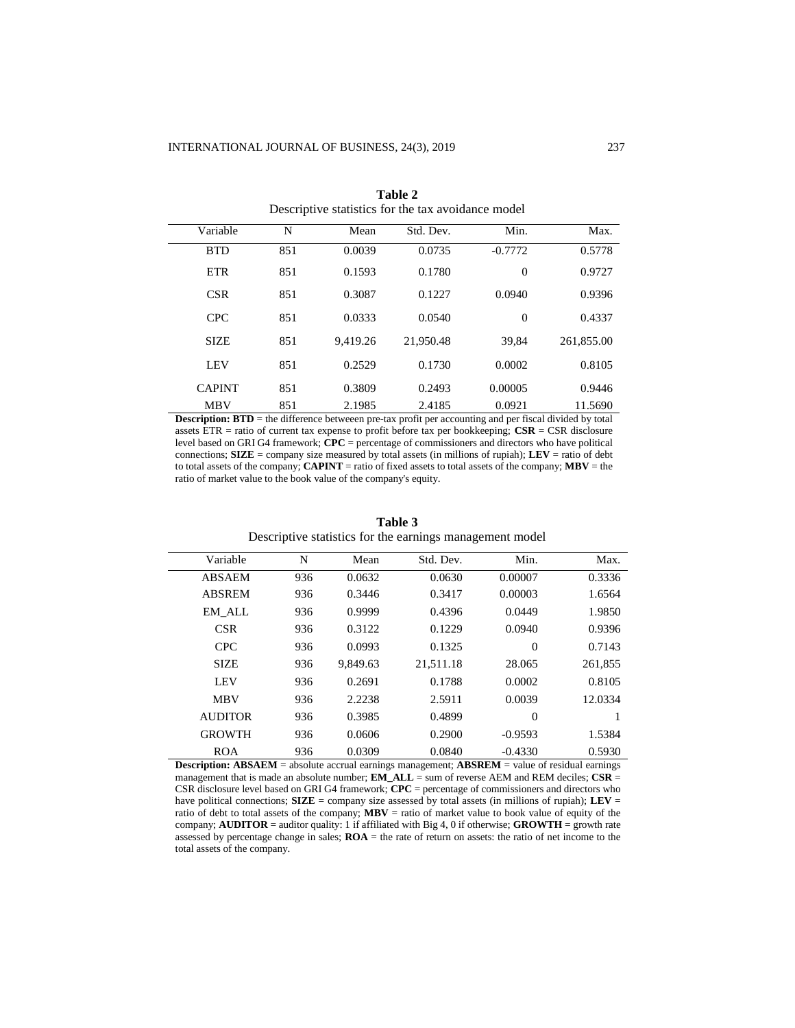**Table 2**
Descriptive statistics for the tax avoidance model

| Variable | N | Mean | Std. Dev. | Min. | Max. |
|---|---|---|---|---|---|
| BTD | 851 | 0.0039 | 0.0735 | -0.7772 | 0.5778 |
| ETR | 851 | 0.1593 | 0.1780 | 0 | 0.9727 |
| CSR | 851 | 0.3087 | 0.1227 | 0.0940 | 0.9396 |
| CPC | 851 | 0.0333 | 0.0540 | 0 | 0.4337 |
| SIZE | 851 | 9,419.26 | 21,950.48 | 39,84 | 261,855.00 |
| LEV | 851 | 0.2529 | 0.1730 | 0.0002 | 0.8105 |
| CAPINT | 851 | 0.3809 | 0.2493 | 0.00005 | 0.9446 |
| MBV | 851 | 2.1985 | 2.4185 | 0.0921 | 11.5690 |

**Description: BTD** = the difference betweeen pre-tax profit per accounting and per fiscal divided by total assets ETR = ratio of current tax expense to profit before tax per bookkeeping; **CSR** = CSR disclosure level based on GRI G4 framework; **CPC** = percentage of commissioners and directors who have political connections; **SIZE** = company size measured by total assets (in millions of rupiah); **LEV** = ratio of debt to total assets of the company; **CAPINT** = ratio of fixed assets to total assets of the company; **MBV** = the ratio of market value to the book value of the company's equity.

**Table 3**
Descriptive statistics for the earnings management model

| Variable | N | Mean | Std. Dev. | Min. | Max. |
|---|---|---|---|---|---|
| ABSAEM | 936 | 0.0632 | 0.0630 | 0.00007 | 0.3336 |
| ABSREM | 936 | 0.3446 | 0.3417 | 0.00003 | 1.6564 |
| EM_ALL | 936 | 0.9999 | 0.4396 | 0.0449 | 1.9850 |
| CSR | 936 | 0.3122 | 0.1229 | 0.0940 | 0.9396 |
| CPC | 936 | 0.0993 | 0.1325 | 0 | 0.7143 |
| SIZE | 936 | 9,849.63 | 21,511.18 | 28.065 | 261,855 |
| LEV | 936 | 0.2691 | 0.1788 | 0.0002 | 0.8105 |
| MBV | 936 | 2.2238 | 2.5911 | 0.0039 | 12.0334 |
| AUDITOR | 936 | 0.3985 | 0.4899 | 0 | 1 |
| GROWTH | 936 | 0.0606 | 0.2900 | -0.9593 | 1.5384 |
| ROA | 936 | 0.0309 | 0.0840 | -0.4330 | 0.5930 |

**Description: ABSAEM** = absolute accrual earnings management; **ABSREM** = value of residual earnings management that is made an absolute number; **EM_ALL** = sum of reverse AEM and REM deciles; **CSR** = CSR disclosure level based on GRI G4 framework; **CPC** = percentage of commissioners and directors who have political connections; **SIZE** = company size assessed by total assets (in millions of rupiah); **LEV** = ratio of debt to total assets of the company; **MBV** = ratio of market value to book value of equity of the company; **AUDITOR** = auditor quality: 1 if affiliated with Big 4, 0 if otherwise; **GROWTH** = growth rate assessed by percentage change in sales; **ROA** = the rate of return on assets: the ratio of net income to the total assets of the company.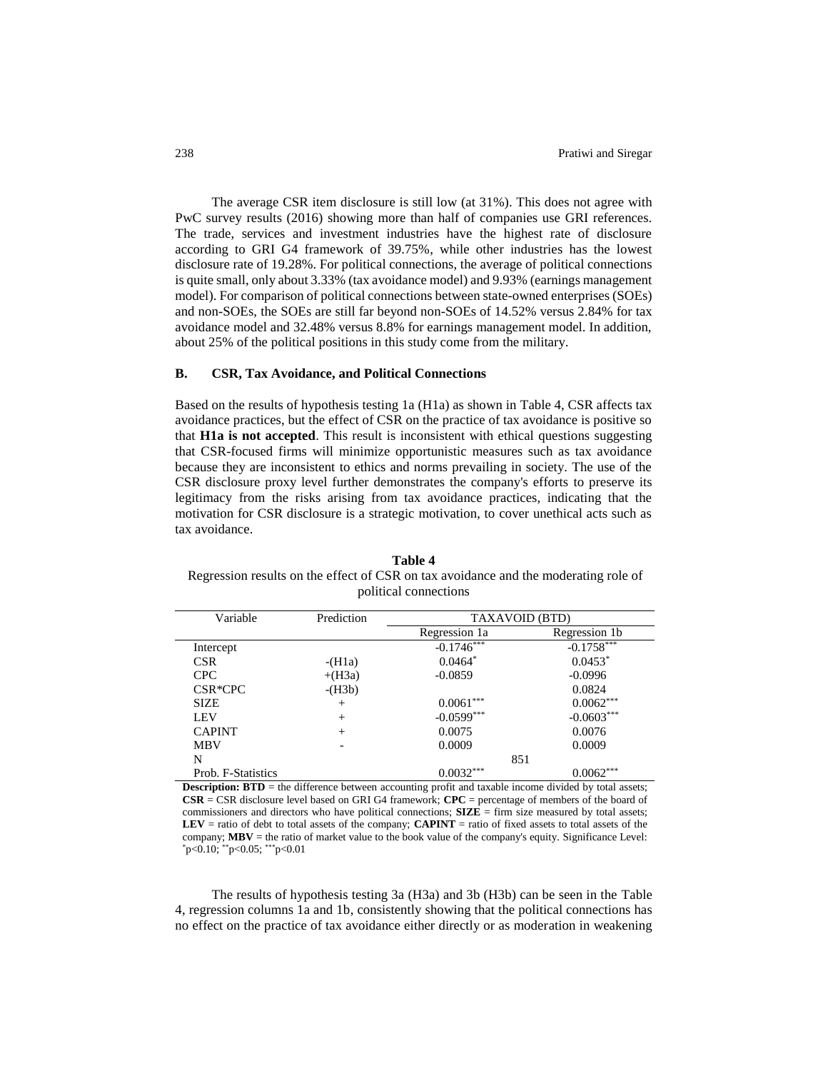The average CSR item disclosure is still low (at 31%). This does not agree with PwC survey results (2016) showing more than half of companies use GRI references. The trade, services and investment industries have the highest rate of disclosure according to GRI G4 framework of 39.75%, while other industries has the lowest disclosure rate of 19.28%. For political connections, the average of political connections is quite small, only about 3.33% (tax avoidance model) and 9.93% (earnings management model). For comparison of political connections between state-owned enterprises (SOEs) and non-SOEs, the SOEs are still far beyond non-SOEs of 14.52% versus 2.84% for tax avoidance model and 32.48% versus 8.8% for earnings management model. In addition, about 25% of the political positions in this study come from the military.

## B. CSR, Tax Avoidance, and Political Connections

Based on the results of hypothesis testing 1a (H1a) as shown in Table 4, CSR affects tax avoidance practices, but the effect of CSR on the practice of tax avoidance is positive so that **H1a is not accepted**. This result is inconsistent with ethical questions suggesting that CSR-focused firms will minimize opportunistic measures such as tax avoidance because they are inconsistent to ethics and norms prevailing in society. The use of the CSR disclosure proxy level further demonstrates the company's efforts to preserve its legitimacy from the risks arising from tax avoidance practices, indicating that the motivation for CSR disclosure is a strategic motivation, to cover unethical acts such as tax avoidance.

**Table 4**

Regression results on the effect of CSR on tax avoidance and the moderating role of political connections

| Variable | Prediction | TAXAVOID (BTD) | |
|---|---|---|---|
| | | Regression 1a | Regression 1b |
| Intercept | | $-0.1746^{***}$ | $-0.1758^{***}$ |
| CSR | -(H1a) | $0.0464^{*}$ | $0.0453^{*}$ |
| CPC | +(H3a) | -0.0859 | -0.0996 |
| CSR*CPC | -(H3b) | | 0.0824 |
| SIZE | + | $0.0061^{***}$ | $0.0062^{***}$ |
| LEV | + | $-0.0599^{***}$ | $-0.0603^{***}$ |
| CAPINT | + | 0.0075 | 0.0076 |
| MBV | - | 0.0009 | 0.0009 |
| N | | 851 | |
| Prob. F-Statistics | | $0.0032^{***}$ | $0.0062^{***}$ |

**Description: BTD** = the difference between accounting profit and taxable income divided by total assets; **CSR** = CSR disclosure level based on GRI G4 framework; **CPC** = percentage of members of the board of commissioners and directors who have political connections; **SIZE** = firm size measured by total assets; **LEV** = ratio of debt to total assets of the company; **CAPINT** = ratio of fixed assets to total assets of the company; **MBV** = the ratio of market value to the book value of the company's equity. Significance Level: $^{*}p<0.10$; $^{**}p<0.05$; $^{***}p<0.01$

The results of hypothesis testing 3a (H3a) and 3b (H3b) can be seen in the Table 4, regression columns 1a and 1b, consistently showing that the political connections has no effect on the practice of tax avoidance either directly or as moderation in weakening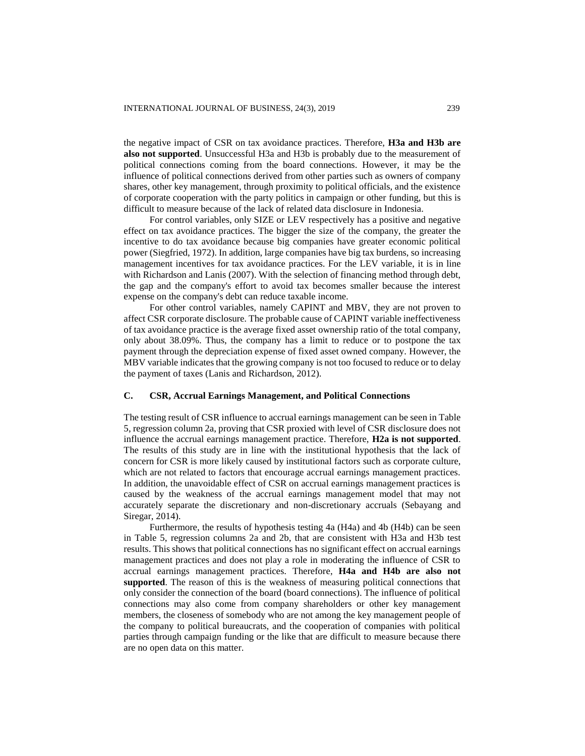the negative impact of CSR on tax avoidance practices. Therefore, **H3a and H3b are also not supported**. Unsuccessful H3a and H3b is probably due to the measurement of political connections coming from the board connections. However, it may be the influence of political connections derived from other parties such as owners of company shares, other key management, through proximity to political officials, and the existence of corporate cooperation with the party politics in campaign or other funding, but this is difficult to measure because of the lack of related data disclosure in Indonesia.

For control variables, only SIZE or LEV respectively has a positive and negative effect on tax avoidance practices. The bigger the size of the company, the greater the incentive to do tax avoidance because big companies have greater economic political power (Siegfried, 1972). In addition, large companies have big tax burdens, so increasing management incentives for tax avoidance practices. For the LEV variable, it is in line with Richardson and Lanis (2007). With the selection of financing method through debt, the gap and the company's effort to avoid tax becomes smaller because the interest expense on the company's debt can reduce taxable income.

For other control variables, namely CAPINT and MBV, they are not proven to affect CSR corporate disclosure. The probable cause of CAPINT variable ineffectiveness of tax avoidance practice is the average fixed asset ownership ratio of the total company, only about 38.09%. Thus, the company has a limit to reduce or to postpone the tax payment through the depreciation expense of fixed asset owned company. However, the MBV variable indicates that the growing company is not too focused to reduce or to delay the payment of taxes (Lanis and Richardson, 2012).

### C. CSR, Accrual Earnings Management, and Political Connections

The testing result of CSR influence to accrual earnings management can be seen in Table 5, regression column 2a, proving that CSR proxied with level of CSR disclosure does not influence the accrual earnings management practice. Therefore, **H2a is not supported**. The results of this study are in line with the institutional hypothesis that the lack of concern for CSR is more likely caused by institutional factors such as corporate culture, which are not related to factors that encourage accrual earnings management practices. In addition, the unavoidable effect of CSR on accrual earnings management practices is caused by the weakness of the accrual earnings management model that may not accurately separate the discretionary and non-discretionary accruals (Sebayang and Siregar, 2014).

Furthermore, the results of hypothesis testing 4a (H4a) and 4b (H4b) can be seen in Table 5, regression columns 2a and 2b, that are consistent with H3a and H3b test results. This shows that political connections has no significant effect on accrual earnings management practices and does not play a role in moderating the influence of CSR to accrual earnings management practices. Therefore, **H4a and H4b are also not supported**. The reason of this is the weakness of measuring political connections that only consider the connection of the board (board connections). The influence of political connections may also come from company shareholders or other key management members, the closeness of somebody who are not among the key management people of the company to political bureaucrats, and the cooperation of companies with political parties through campaign funding or the like that are difficult to measure because there are no open data on this matter.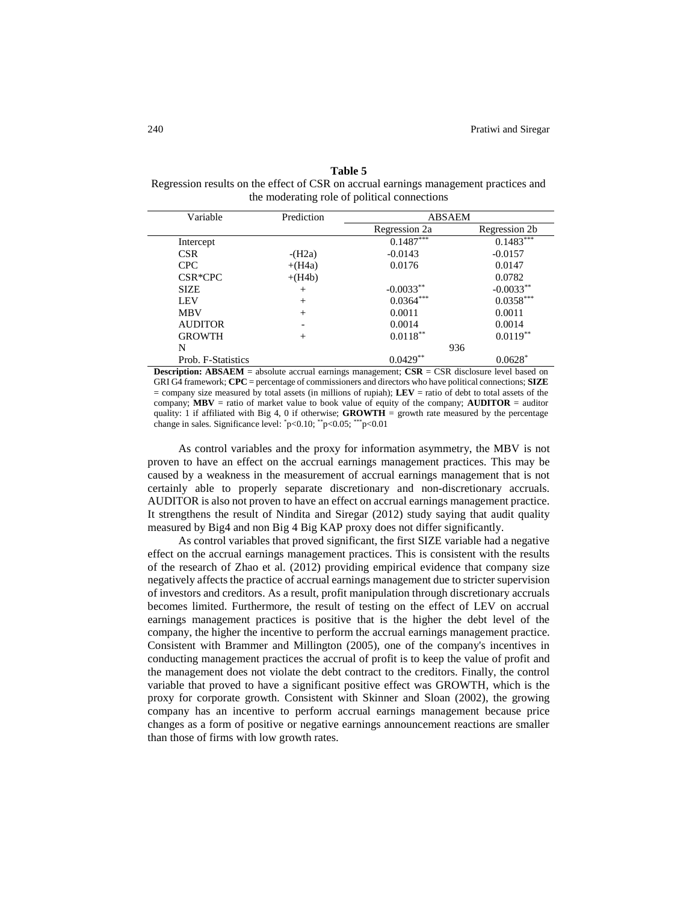**Table 5**

Regression results on the effect of CSR on accrual earnings management practices and the moderating role of political connections

| Variable | Prediction | ABSAEM | |
|---|---|---|---|
| | | Regression 2a | Regression 2b |
| Intercept | | $0.1487^{***}$ | $0.1483^{***}$ |
| CSR | -(H2a) | -0.0143 | -0.0157 |
| CPC | +(H4a) | 0.0176 | 0.0147 |
| CSR*CPC | +(H4b) | | 0.0782 |
| SIZE | + | $-0.0033^{**}$ | $-0.0033^{**}$ |
| LEV | + | $0.0364^{***}$ | $0.0358^{***}$ |
| MBV | + | 0.0011 | 0.0011 |
| AUDITOR | - | 0.0014 | 0.0014 |
| GROWTH | + | $0.0118^{**}$ | $0.0119^{**}$ |
| N | | 936 | |
| Prob. F-Statistics | | $0.0429^{**}$ | $0.0628^{*}$ |

**Description: ABSAEM** = absolute accrual earnings management; **CSR** = CSR disclosure level based on GRI G4 framework; **CPC** = percentage of commissioners and directors who have political connections; **SIZE** = company size measured by total assets (in millions of rupiah); **LEV** = ratio of debt to total assets of the company; **MBV** = ratio of market value to book value of equity of the company; **AUDITOR** = auditor quality: 1 if affiliated with Big 4, 0 if otherwise; **GROWTH** = growth rate measured by the percentage change in sales. Significance level: $^{*}p<0.10$; $^{**}p<0.05$; $^{***}p<0.01$

As control variables and the proxy for information asymmetry, the MBV is not proven to have an effect on the accrual earnings management practices. This may be caused by a weakness in the measurement of accrual earnings management that is not certainly able to properly separate discretionary and non-discretionary accruals. AUDITOR is also not proven to have an effect on accrual earnings management practice. It strengthens the result of Nindita and Siregar (2012) study saying that audit quality measured by Big4 and non Big 4 Big KAP proxy does not differ significantly.

As control variables that proved significant, the first SIZE variable had a negative effect on the accrual earnings management practices. This is consistent with the results of the research of Zhao et al. (2012) providing empirical evidence that company size negatively affects the practice of accrual earnings management due to stricter supervision of investors and creditors. As a result, profit manipulation through discretionary accruals becomes limited. Furthermore, the result of testing on the effect of LEV on accrual earnings management practices is positive that is the higher the debt level of the company, the higher the incentive to perform the accrual earnings management practice. Consistent with Brammer and Millington (2005), one of the company's incentives in conducting management practices the accrual of profit is to keep the value of profit and the management does not violate the debt contract to the creditors. Finally, the control variable that proved to have a significant positive effect was GROWTH, which is the proxy for corporate growth. Consistent with Skinner and Sloan (2002), the growing company has an incentive to perform accrual earnings management because price changes as a form of positive or negative earnings announcement reactions are smaller than those of firms with low growth rates.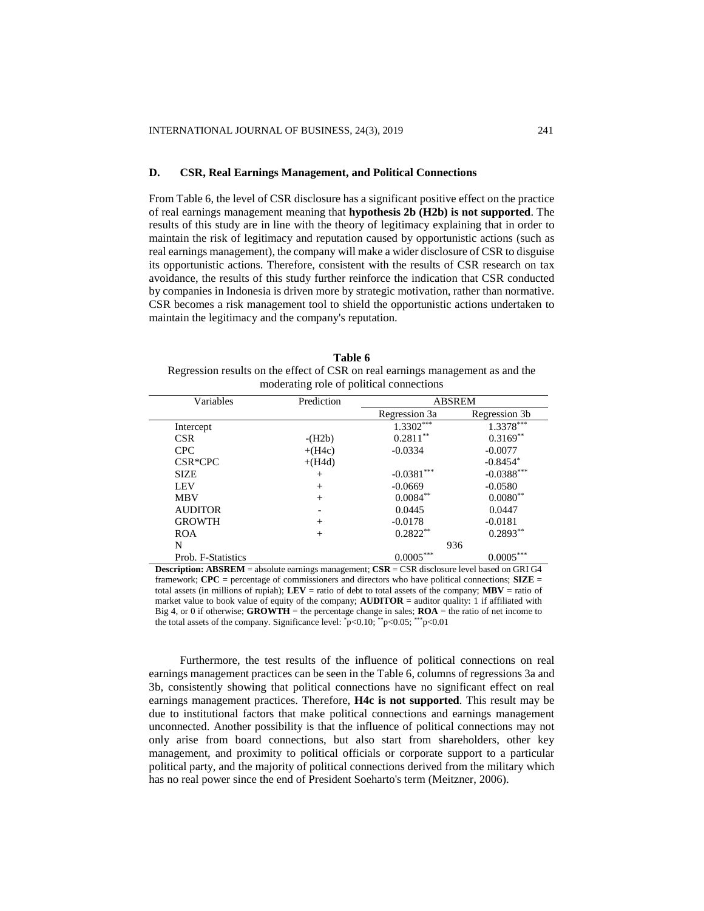### D. CSR, Real Earnings Management, and Political Connections

From Table 6, the level of CSR disclosure has a significant positive effect on the practice of real earnings management meaning that **hypothesis 2b (H2b) is not supported**. The results of this study are in line with the theory of legitimacy explaining that in order to maintain the risk of legitimacy and reputation caused by opportunistic actions (such as real earnings management), the company will make a wider disclosure of CSR to disguise its opportunistic actions. Therefore, consistent with the results of CSR research on tax avoidance, the results of this study further reinforce the indication that CSR conducted by companies in Indonesia is driven more by strategic motivation, rather than normative. CSR becomes a risk management tool to shield the opportunistic actions undertaken to maintain the legitimacy and the company's reputation.

**Table 6**
Regression results on the effect of CSR on real earnings management as and the moderating role of political connections

| Variables | Prediction | ABSREM | |
|---|---|---|---|
| | | Regression 3a | Regression 3b |
| Intercept | | 1.3302*** | 1.3378*** |
| CSR | -(H2b) | 0.2811** | 0.3169** |
| CPC | +(H4c) | -0.0334 | -0.0077 |
| CSR*CPC | +(H4d) | | -0.8454* |
| SIZE | + | -0.0381*** | -0.0388*** |
| LEV | + | -0.0669 | -0.0580 |
| MBV | + | 0.0084** | 0.0080** |
| AUDITOR | - | 0.0445 | 0.0447 |
| GROWTH | + | -0.0178 | -0.0181 |
| ROA | + | 0.2822** | 0.2893** |
| N | | 936 | |
| Prob. F-Statistics | | 0.0005*** | 0.0005*** |

**Description: ABSREM** = absolute earnings management; **CSR** = CSR disclosure level based on GRI G4 framework; **CPC** = percentage of commissioners and directors who have political connections; **SIZE** = total assets (in millions of rupiah); **LEV** = ratio of debt to total assets of the company; **MBV** = ratio of market value to book value of equity of the company; **AUDITOR** = auditor quality: 1 if affiliated with Big 4, or 0 if otherwise; **GROWTH** = the percentage change in sales; **ROA** = the ratio of net income to the total assets of the company. Significance level: *$p<0.10$; **$p<0.05$; ***$p<0.01$

Furthermore, the test results of the influence of political connections on real earnings management practices can be seen in the Table 6, columns of regressions 3a and 3b, consistently showing that political connections have no significant effect on real earnings management practices. Therefore, **H4c is not supported**. This result may be due to institutional factors that make political connections and earnings management unconnected. Another possibility is that the influence of political connections may not only arise from board connections, but also start from shareholders, other key management, and proximity to political officials or corporate support to a particular political party, and the majority of political connections derived from the military which has no real power since the end of President Soeharto's term (Meitzner, 2006).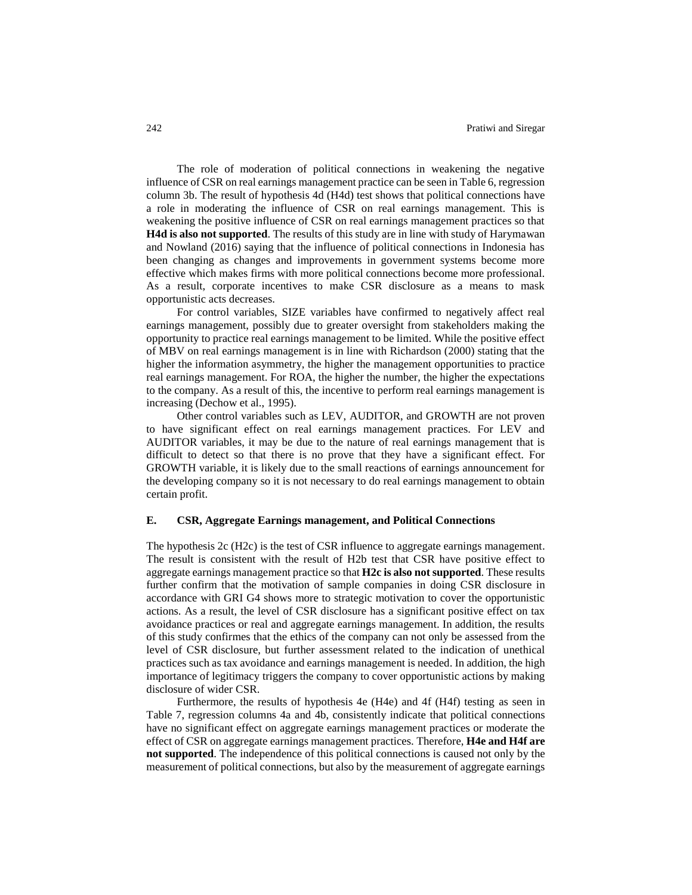The role of moderation of political connections in weakening the negative influence of CSR on real earnings management practice can be seen in Table 6, regression column 3b. The result of hypothesis 4d (H4d) test shows that political connections have a role in moderating the influence of CSR on real earnings management. This is weakening the positive influence of CSR on real earnings management practices so that **H4d is also not supported**. The results of this study are in line with study of Harymawan and Nowland (2016) saying that the influence of political connections in Indonesia has been changing as changes and improvements in government systems become more effective which makes firms with more political connections become more professional. As a result, corporate incentives to make CSR disclosure as a means to mask opportunistic acts decreases.

For control variables, SIZE variables have confirmed to negatively affect real earnings management, possibly due to greater oversight from stakeholders making the opportunity to practice real earnings management to be limited. While the positive effect of MBV on real earnings management is in line with Richardson (2000) stating that the higher the information asymmetry, the higher the management opportunities to practice real earnings management. For ROA, the higher the number, the higher the expectations to the company. As a result of this, the incentive to perform real earnings management is increasing (Dechow et al., 1995).

Other control variables such as LEV, AUDITOR, and GROWTH are not proven to have significant effect on real earnings management practices. For LEV and AUDITOR variables, it may be due to the nature of real earnings management that is difficult to detect so that there is no prove that they have a significant effect. For GROWTH variable, it is likely due to the small reactions of earnings announcement for the developing company so it is not necessary to do real earnings management to obtain certain profit.

## E. CSR, Aggregate Earnings management, and Political Connections

The hypothesis 2c (H2c) is the test of CSR influence to aggregate earnings management. The result is consistent with the result of H2b test that CSR have positive effect to aggregate earnings management practice so that **H2c is also not supported**. These results further confirm that the motivation of sample companies in doing CSR disclosure in accordance with GRI G4 shows more to strategic motivation to cover the opportunistic actions. As a result, the level of CSR disclosure has a significant positive effect on tax avoidance practices or real and aggregate earnings management. In addition, the results of this study confirmes that the ethics of the company can not only be assessed from the level of CSR disclosure, but further assessment related to the indication of unethical practices such as tax avoidance and earnings management is needed. In addition, the high importance of legitimacy triggers the company to cover opportunistic actions by making disclosure of wider CSR.

Furthermore, the results of hypothesis 4e (H4e) and 4f (H4f) testing as seen in Table 7, regression columns 4a and 4b, consistently indicate that political connections have no significant effect on aggregate earnings management practices or moderate the effect of CSR on aggregate earnings management practices. Therefore, **H4e and H4f are not supported**. The independence of this political connections is caused not only by the measurement of political connections, but also by the measurement of aggregate earnings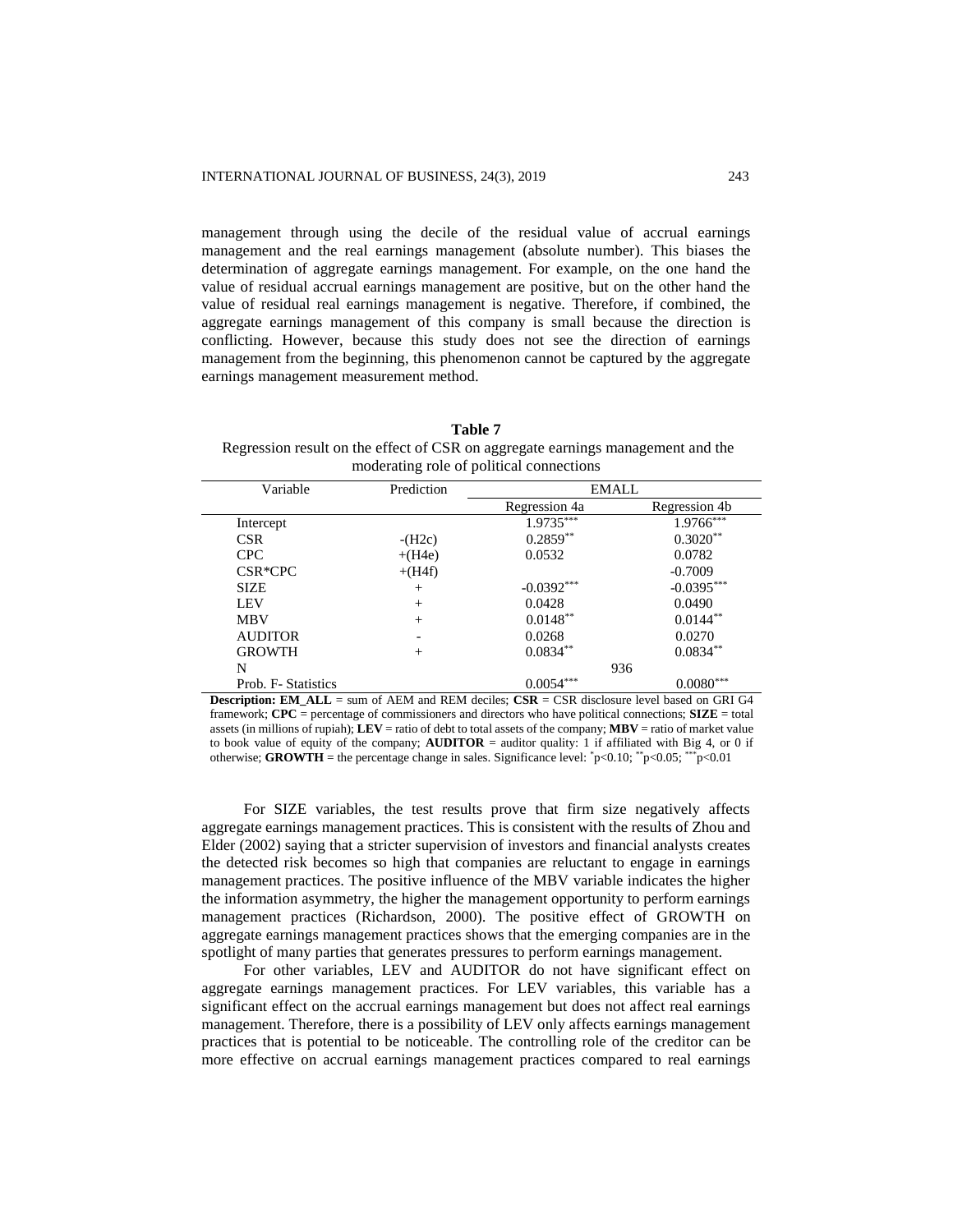management through using the decile of the residual value of accrual earnings management and the real earnings management (absolute number). This biases the determination of aggregate earnings management. For example, on the one hand the value of residual accrual earnings management are positive, but on the other hand the value of residual real earnings management is negative. Therefore, if combined, the aggregate earnings management of this company is small because the direction is conflicting. However, because this study does not see the direction of earnings management from the beginning, this phenomenon cannot be captured by the aggregate earnings management measurement method.

**Table 7**

Regression result on the effect of CSR on aggregate earnings management and the moderating role of political connections

| Variable | Prediction | EMALL | |
|---|---|---|---|
| | | Regression 4a | Regression 4b |
| Intercept | | $1.9735^{***}$ | $1.9766^{***}$ |
| CSR | -(H2c) | $0.2859^{**}$ | $0.3020^{**}$ |
| CPC | +(H4e) | 0.0532 | 0.0782 |
| CSR*CPC | +(H4f) | | -0.7009 |
| SIZE | + | $-0.0392^{***}$ | $-0.0395^{***}$ |
| LEV | + | 0.0428 | 0.0490 |
| MBV | + | $0.0148^{**}$ | $0.0144^{**}$ |
| AUDITOR | - | 0.0268 | 0.0270 |
| GROWTH | + | $0.0834^{**}$ | $0.0834^{**}$ |
| N | | 936 | |
| Prob. F- Statistics | | $0.0054^{***}$ | $0.0080^{***}$ |

**Description: EM_ALL** = sum of AEM and REM deciles; **CSR** = CSR disclosure level based on GRI G4 framework; **CPC** = percentage of commissioners and directors who have political connections; **SIZE** = total assets (in millions of rupiah); **LEV** = ratio of debt to total assets of the company; **MBV** = ratio of market value to book value of equity of the company; **AUDITOR** = auditor quality: 1 if affiliated with Big 4, or 0 if otherwise; **GROWTH** = the percentage change in sales. Significance level: $^{*}p<0.10$; $^{**}p<0.05$; $^{***}p<0.01$

For SIZE variables, the test results prove that firm size negatively affects aggregate earnings management practices. This is consistent with the results of Zhou and Elder (2002) saying that a stricter supervision of investors and financial analysts creates the detected risk becomes so high that companies are reluctant to engage in earnings management practices. The positive influence of the MBV variable indicates the higher the information asymmetry, the higher the management opportunity to perform earnings management practices (Richardson, 2000). The positive effect of GROWTH on aggregate earnings management practices shows that the emerging companies are in the spotlight of many parties that generates pressures to perform earnings management.

For other variables, LEV and AUDITOR do not have significant effect on aggregate earnings management practices. For LEV variables, this variable has a significant effect on the accrual earnings management but does not affect real earnings management. Therefore, there is a possibility of LEV only affects earnings management practices that is potential to be noticeable. The controlling role of the creditor can be more effective on accrual earnings management practices compared to real earnings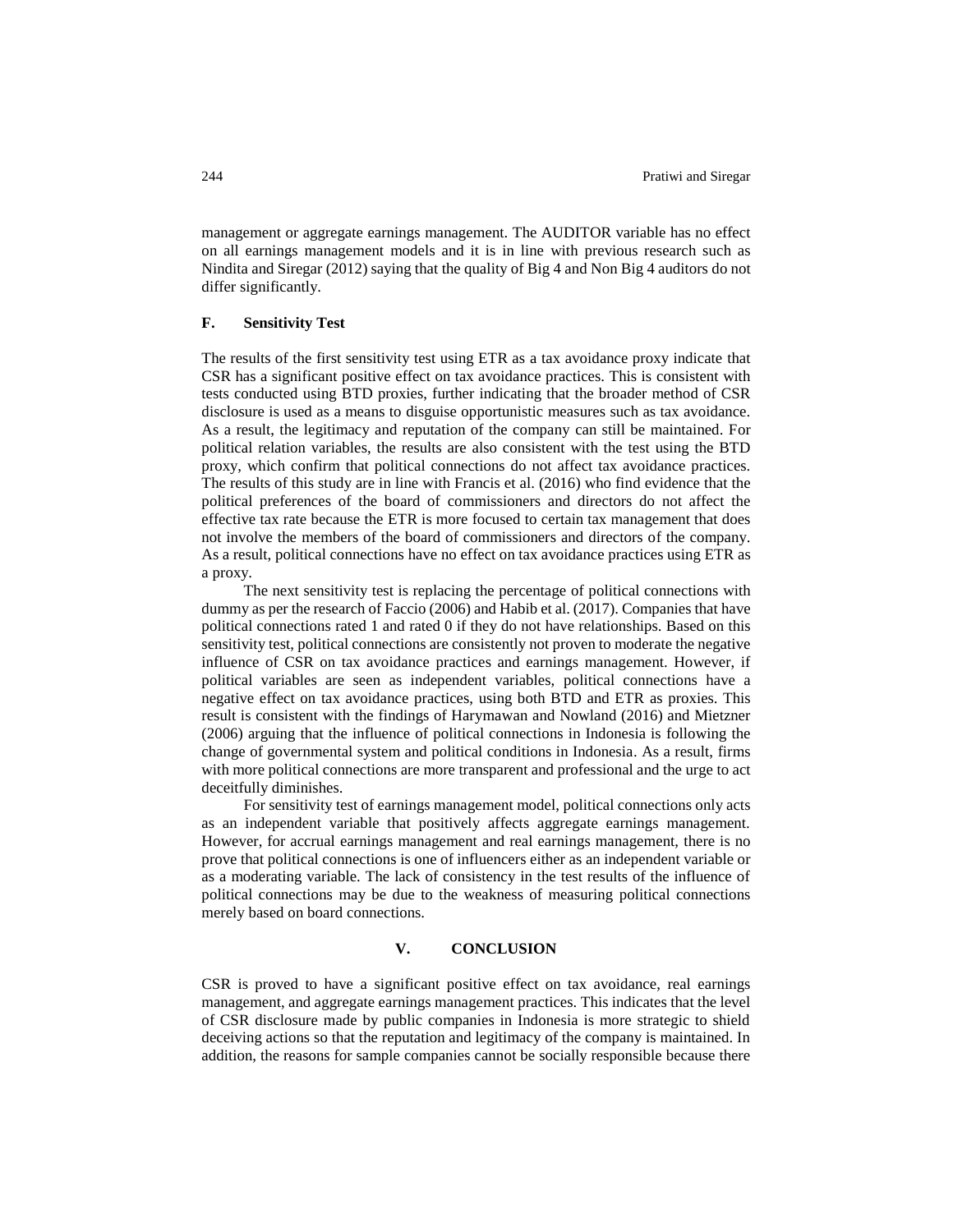management or aggregate earnings management. The AUDITOR variable has no effect on all earnings management models and it is in line with previous research such as Nindita and Siregar (2012) saying that the quality of Big 4 and Non Big 4 auditors do not differ significantly.

### F. Sensitivity Test

The results of the first sensitivity test using ETR as a tax avoidance proxy indicate that CSR has a significant positive effect on tax avoidance practices. This is consistent with tests conducted using BTD proxies, further indicating that the broader method of CSR disclosure is used as a means to disguise opportunistic measures such as tax avoidance. As a result, the legitimacy and reputation of the company can still be maintained. For political relation variables, the results are also consistent with the test using the BTD proxy, which confirm that political connections do not affect tax avoidance practices. The results of this study are in line with Francis et al. (2016) who find evidence that the political preferences of the board of commissioners and directors do not affect the effective tax rate because the ETR is more focused to certain tax management that does not involve the members of the board of commissioners and directors of the company. As a result, political connections have no effect on tax avoidance practices using ETR as a proxy.

The next sensitivity test is replacing the percentage of political connections with dummy as per the research of Faccio (2006) and Habib et al. (2017). Companies that have political connections rated 1 and rated 0 if they do not have relationships. Based on this sensitivity test, political connections are consistently not proven to moderate the negative influence of CSR on tax avoidance practices and earnings management. However, if political variables are seen as independent variables, political connections have a negative effect on tax avoidance practices, using both BTD and ETR as proxies. This result is consistent with the findings of Harymawan and Nowland (2016) and Mietzner (2006) arguing that the influence of political connections in Indonesia is following the change of governmental system and political conditions in Indonesia. As a result, firms with more political connections are more transparent and professional and the urge to act deceitfully diminishes.

For sensitivity test of earnings management model, political connections only acts as an independent variable that positively affects aggregate earnings management. However, for accrual earnings management and real earnings management, there is no prove that political connections is one of influencers either as an independent variable or as a moderating variable. The lack of consistency in the test results of the influence of political connections may be due to the weakness of measuring political connections merely based on board connections.

## V. CONCLUSION

CSR is proved to have a significant positive effect on tax avoidance, real earnings management, and aggregate earnings management practices. This indicates that the level of CSR disclosure made by public companies in Indonesia is more strategic to shield deceiving actions so that the reputation and legitimacy of the company is maintained. In addition, the reasons for sample companies cannot be socially responsible because there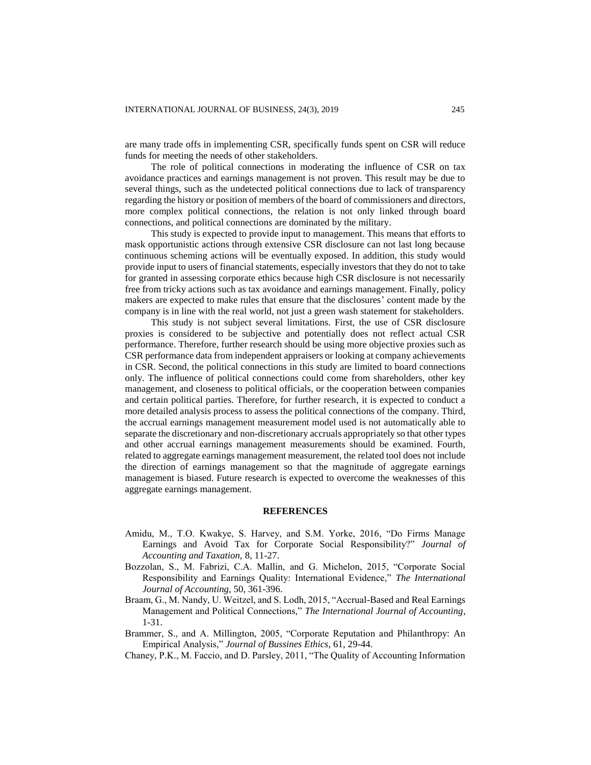are many trade offs in implementing CSR, specifically funds spent on CSR will reduce funds for meeting the needs of other stakeholders.

The role of political connections in moderating the influence of CSR on tax avoidance practices and earnings management is not proven. This result may be due to several things, such as the undetected political connections due to lack of transparency regarding the history or position of members of the board of commissioners and directors, more complex political connections, the relation is not only linked through board connections, and political connections are dominated by the military.

This study is expected to provide input to management. This means that efforts to mask opportunistic actions through extensive CSR disclosure can not last long because continuous scheming actions will be eventually exposed. In addition, this study would provide input to users of financial statements, especially investors that they do not to take for granted in assessing corporate ethics because high CSR disclosure is not necessarily free from tricky actions such as tax avoidance and earnings management. Finally, policy makers are expected to make rules that ensure that the disclosures' content made by the company is in line with the real world, not just a green wash statement for stakeholders.

This study is not subject several limitations. First, the use of CSR disclosure proxies is considered to be subjective and potentially does not reflect actual CSR performance. Therefore, further research should be using more objective proxies such as CSR performance data from independent appraisers or looking at company achievements in CSR. Second, the political connections in this study are limited to board connections only. The influence of political connections could come from shareholders, other key management, and closeness to political officials, or the cooperation between companies and certain political parties. Therefore, for further research, it is expected to conduct a more detailed analysis process to assess the political connections of the company. Third, the accrual earnings management measurement model used is not automatically able to separate the discretionary and non-discretionary accruals appropriately so that other types and other accrual earnings management measurements should be examined. Fourth, related to aggregate earnings management measurement, the related tool does not include the direction of earnings management so that the magnitude of aggregate earnings management is biased. Future research is expected to overcome the weaknesses of this aggregate earnings management.

## REFERENCES

Amidu, M., T.O. Kwakye, S. Harvey, and S.M. Yorke, 2016, "Do Firms Manage Earnings and Avoid Tax for Corporate Social Responsibility?" *Journal of Accounting and Taxation,* 8, 11-27.

Bozzolan, S., M. Fabrizi, C.A. Mallin, and G. Michelon, 2015, "Corporate Social Responsibility and Earnings Quality: International Evidence," *The International Journal of Accounting,* 50, 361-396.

Braam, G., M. Nandy, U. Weitzel, and S. Lodh, 2015, "Accrual-Based and Real Earnings Management and Political Connections," *The International Journal of Accounting*, 1-31.

Brammer, S., and A. Millington, 2005, "Corporate Reputation and Philanthropy: An Empirical Analysis," *Journal of Bussines Ethics,* 61, 29-44.

Chaney, P.K., M. Faccio, and D. Parsley, 2011, "The Quality of Accounting Information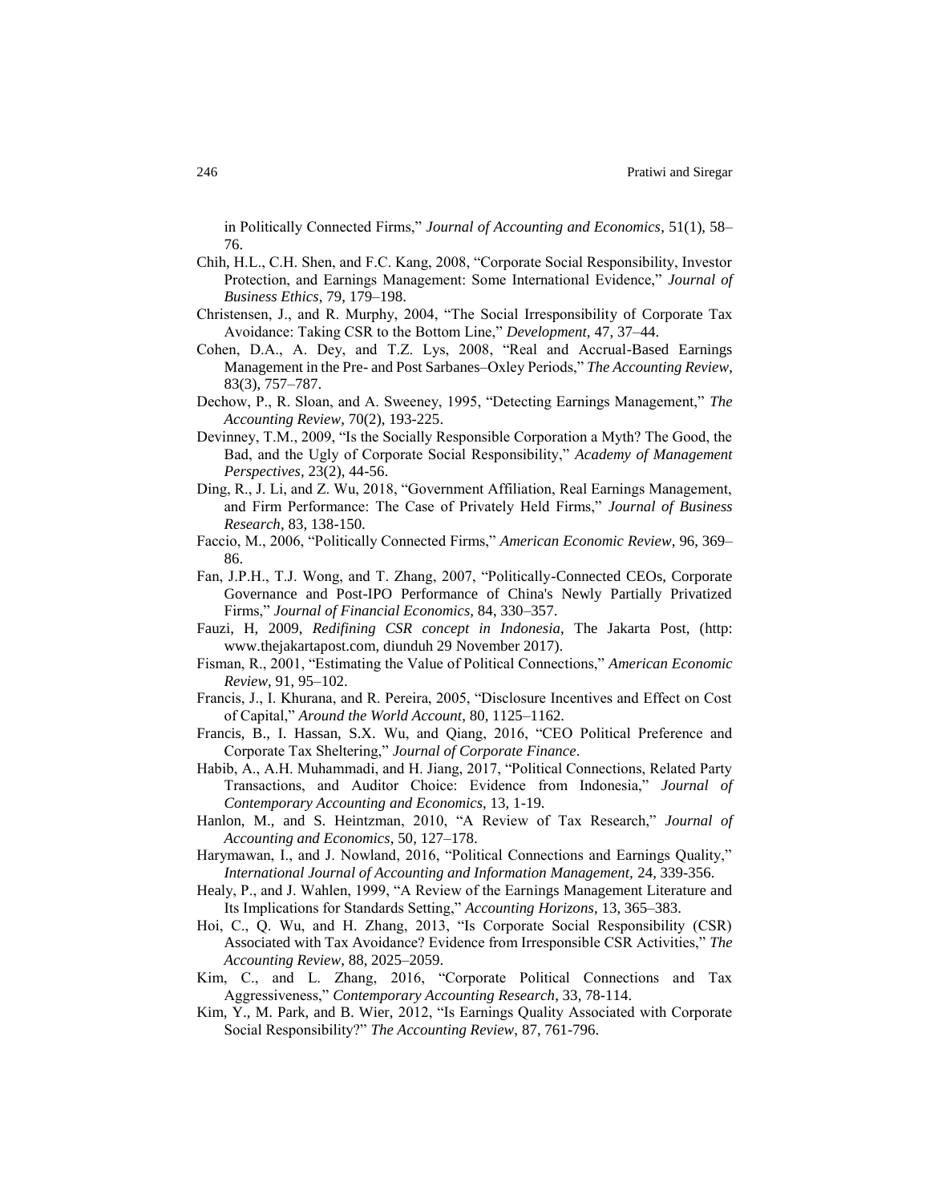in Politically Connected Firms," *Journal of Accounting and Economics*, 51(1), 58–76.

Chih, H.L., C.H. Shen, and F.C. Kang, 2008, "Corporate Social Responsibility, Investor Protection, and Earnings Management: Some International Evidence," *Journal of Business Ethics*, 79, 179–198.

Christensen, J., and R. Murphy, 2004, "The Social Irresponsibility of Corporate Tax Avoidance: Taking CSR to the Bottom Line," *Development*, 47, 37–44.

Cohen, D.A., A. Dey, and T.Z. Lys, 2008, "Real and Accrual-Based Earnings Management in the Pre- and Post Sarbanes–Oxley Periods," *The Accounting Review*, 83(3), 757–787.

Dechow, P., R. Sloan, and A. Sweeney, 1995, "Detecting Earnings Management," *The Accounting Review*, 70(2), 193-225.

Devinney, T.M., 2009, "Is the Socially Responsible Corporation a Myth? The Good, the Bad, and the Ugly of Corporate Social Responsibility," *Academy of Management Perspectives*, 23(2), 44-56.

Ding, R., J. Li, and Z. Wu, 2018, "Government Affiliation, Real Earnings Management, and Firm Performance: The Case of Privately Held Firms," *Journal of Business Research*, 83, 138-150.

Faccio, M., 2006, "Politically Connected Firms," *American Economic Review*, 96, 369–86.

Fan, J.P.H., T.J. Wong, and T. Zhang, 2007, "Politically-Connected CEOs, Corporate Governance and Post-IPO Performance of China's Newly Partially Privatized Firms," *Journal of Financial Economics*, 84, 330–357.

Fauzi, H, 2009, *Redifining CSR concept in Indonesia*, The Jakarta Post, (http: www.thejakartapost.com, diunduh 29 November 2017).

Fisman, R., 2001, "Estimating the Value of Political Connections," *American Economic Review*, 91, 95–102.

Francis, J., I. Khurana, and R. Pereira, 2005, "Disclosure Incentives and Effect on Cost of Capital," *Around the World Account*, 80, 1125–1162.

Francis, B., I. Hassan, S.X. Wu, and Qiang, 2016, "CEO Political Preference and Corporate Tax Sheltering," *Journal of Corporate Finance*.

Habib, A., A.H. Muhammadi, and H. Jiang, 2017, "Political Connections, Related Party Transactions, and Auditor Choice: Evidence from Indonesia," *Journal of Contemporary Accounting and Economics*, 13, 1-19.

Hanlon, M., and S. Heintzman, 2010, "A Review of Tax Research," *Journal of Accounting and Economics*, 50, 127–178.

Harymawan, I., and J. Nowland, 2016, "Political Connections and Earnings Quality," *International Journal of Accounting and Information Management*, 24, 339-356.

Healy, P., and J. Wahlen, 1999, "A Review of the Earnings Management Literature and Its Implications for Standards Setting," *Accounting Horizons*, 13, 365–383.

Hoi, C., Q. Wu, and H. Zhang, 2013, "Is Corporate Social Responsibility (CSR) Associated with Tax Avoidance? Evidence from Irresponsible CSR Activities," *The Accounting Review*, 88, 2025–2059.

Kim, C., and L. Zhang, 2016, "Corporate Political Connections and Tax Aggressiveness," *Contemporary Accounting Research*, 33, 78-114.

Kim, Y., M. Park, and B. Wier, 2012, "Is Earnings Quality Associated with Corporate Social Responsibility?" *The Accounting Review*, 87, 761-796.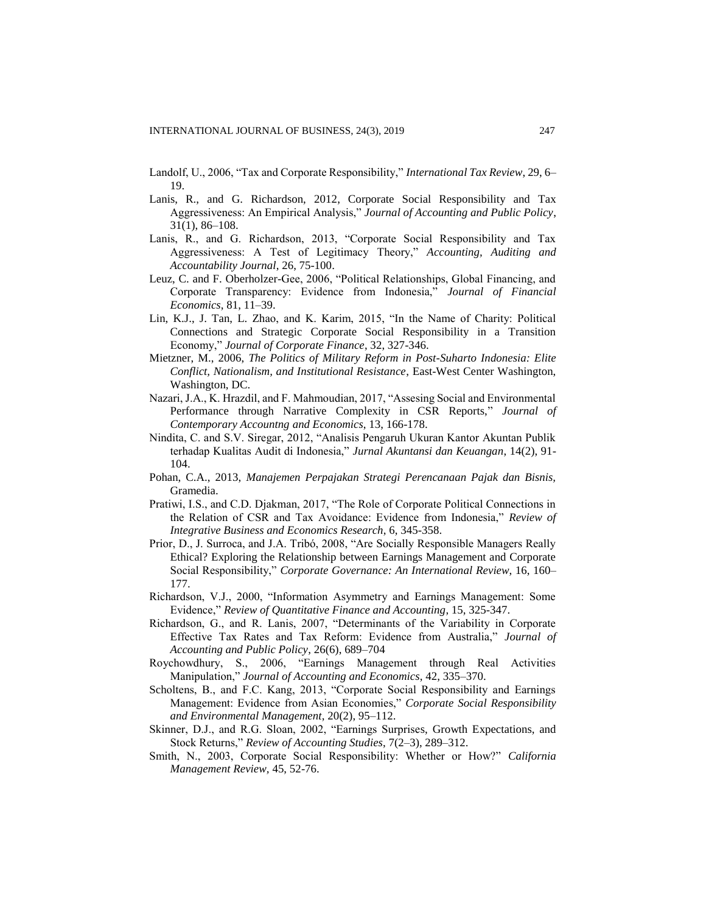Landolf, U., 2006, "Tax and Corporate Responsibility," *International Tax Review*, 29, 6–19.

Lanis, R., and G. Richardson, 2012, Corporate Social Responsibility and Tax Aggressiveness: An Empirical Analysis," *Journal of Accounting and Public Policy*, 31(1), 86–108.

Lanis, R., and G. Richardson, 2013, "Corporate Social Responsibility and Tax Aggressiveness: A Test of Legitimacy Theory," *Accounting, Auditing and Accountability Journal*, 26, 75-100.

Leuz, C. and F. Oberholzer-Gee, 2006, "Political Relationships, Global Financing, and Corporate Transparency: Evidence from Indonesia," *Journal of Financial Economics*, 81, 11–39.

Lin, K.J., J. Tan, L. Zhao, and K. Karim, 2015, "In the Name of Charity: Political Connections and Strategic Corporate Social Responsibility in a Transition Economy," *Journal of Corporate Finance*, 32, 327-346.

Mietzner, M., 2006, *The Politics of Military Reform in Post-Suharto Indonesia: Elite Conflict, Nationalism, and Institutional Resistance*, East-West Center Washington, Washington, DC.

Nazari, J.A., K. Hrazdil, and F. Mahmoudian, 2017, "Assesing Social and Environmental Performance through Narrative Complexity in CSR Reports," *Journal of Contemporary Accountng and Economics*, 13, 166-178.

Nindita, C. and S.V. Siregar, 2012, "Analisis Pengaruh Ukuran Kantor Akuntan Publik terhadap Kualitas Audit di Indonesia," *Jurnal Akuntansi dan Keuangan*, 14(2), 91-104.

Pohan, C.A., 2013, *Manajemen Perpajakan Strategi Perencanaan Pajak dan Bisnis,* Gramedia.

Pratiwi, I.S., and C.D. Djakman, 2017, "The Role of Corporate Political Connections in the Relation of CSR and Tax Avoidance: Evidence from Indonesia," *Review of Integrative Business and Economics Research*, 6, 345-358.

Prior, D., J. Surroca, and J.A. Tribó, 2008, "Are Socially Responsible Managers Really Ethical? Exploring the Relationship between Earnings Management and Corporate Social Responsibility," *Corporate Governance: An International Review,* 16, 160–177.

Richardson, V.J., 2000, "Information Asymmetry and Earnings Management: Some Evidence," *Review of Quantitative Finance and Accounting*, 15, 325-347.

Richardson, G., and R. Lanis, 2007, "Determinants of the Variability in Corporate Effective Tax Rates and Tax Reform: Evidence from Australia," *Journal of Accounting and Public Policy*, 26(6), 689–704

Roychowdhury, S., 2006, "Earnings Management through Real Activities Manipulation," *Journal of Accounting and Economics*, 42, 335–370.

Scholtens, B., and F.C. Kang, 2013, "Corporate Social Responsibility and Earnings Management: Evidence from Asian Economies," *Corporate Social Responsibility and Environmental Management*, 20(2), 95–112.

Skinner, D.J., and R.G. Sloan, 2002, "Earnings Surprises, Growth Expectations, and Stock Returns," *Review of Accounting Studies*, 7(2–3), 289–312.

Smith, N., 2003, Corporate Social Responsibility: Whether or How?" *California Management Review,* 45, 52-76.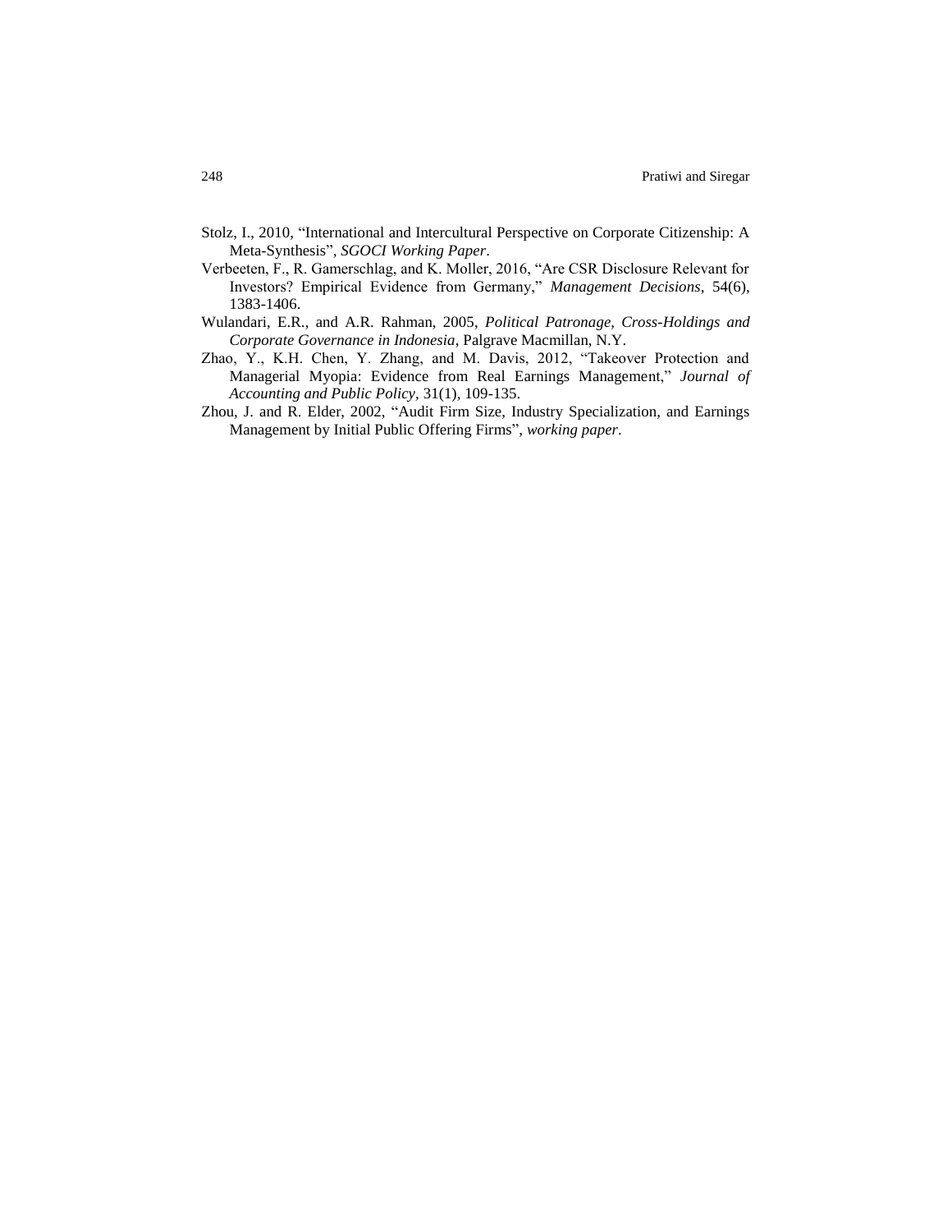Stolz, I., 2010, "International and Intercultural Perspective on Corporate Citizenship: A Meta-Synthesis", *SGOCI Working Paper*.

Verbeeten, F., R. Gamerschlag, and K. Moller, 2016, "Are CSR Disclosure Relevant for Investors? Empirical Evidence from Germany," *Management Decisions*, 54(6), 1383-1406.

Wulandari, E.R., and A.R. Rahman, 2005, *Political Patronage, Cross-Holdings and Corporate Governance in Indonesia*, Palgrave Macmillan, N.Y.

Zhao, Y., K.H. Chen, Y. Zhang, and M. Davis, 2012, "Takeover Protection and Managerial Myopia: Evidence from Real Earnings Management," *Journal of Accounting and Public Policy*, 31(1), 109-135.

Zhou, J. and R. Elder, 2002, "Audit Firm Size, Industry Specialization, and Earnings Management by Initial Public Offering Firms", *working paper*.